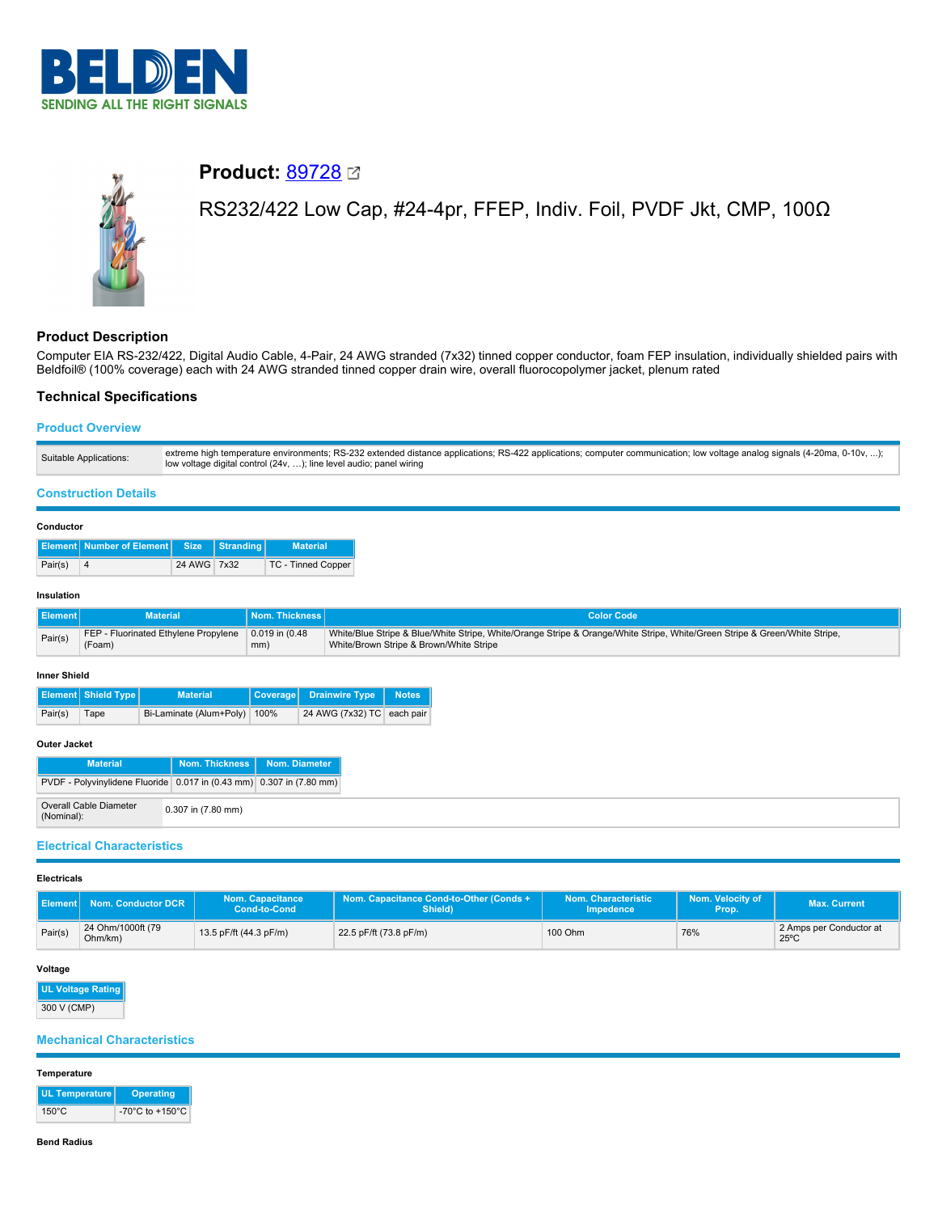# Product: 89728

RS232/422 Low Cap, #24-4pr, FFEP, Indiv. Foil, PVDF Jkt, CMP, 100Ω

## Product Description

Computer EIA RS-232/422, Digital Audio Cable, 4-Pair, 24 AWG stranded (7x32) tinned copper conductor, foam FEP insulation, individually shielded pairs with Beldfoil® (100% coverage) each with 24 AWG stranded tinned copper drain wire, overall fluorocopolymer jacket, plenum rated

## Technical Specifications

### Product Overview

| | |
|---|---|
| Suitable Applications: | extreme high temperature environments; RS-232 extended distance applications; RS-422 applications; computer communication; low voltage analog signals (4-20ma, 0-10v, ...); low voltage digital control (24v, ...); line level audio; panel wiring |

### Construction Details

#### Conductor

| Element | Number of Element | Size | Stranding | Material |
|---|---|---|---|---|
| Pair(s) | 4 | 24 AWG | 7x32 | TC - Tinned Copper |

#### Insulation

| Element | Material | Nom. Thickness | Color Code |
|---|---|---|---|
| Pair(s) | FEP - Fluorinated Ethylene Propylene (Foam) | 0.019 in (0.48 mm) | White/Blue Stripe & Blue/White Stripe, White/Orange Stripe & Orange/White Stripe, White/Green Stripe & Green/White Stripe, White/Brown Stripe & Brown/White Stripe |

#### Inner Shield

| Element | Shield Type | Material | Coverage | Drainwire Type | Notes |
|---|---|---|---|---|---|
| Pair(s) | Tape | Bi-Laminate (Alum+Poly) | 100% | 24 AWG (7x32) TC | each pair |

#### Outer Jacket

| Material | Nom. Thickness | Nom. Diameter |
|---|---|---|
| PVDF - Polyvinylidene Fluoride | 0.017 in (0.43 mm) | 0.307 in (7.80 mm) |

| | |
|---|---|
| Overall Cable Diameter (Nominal): | 0.307 in (7.80 mm) |

### Electrical Characteristics

#### Electricals

| Element | Nom. Conductor DCR | Nom. Capacitance Cond-to-Cond | Nom. Capacitance Cond-to-Other (Conds + Shield) | Nom. Characteristic Impedence | Nom. Velocity of Prop. | Max. Current |
|---|---|---|---|---|---|---|
| Pair(s) | 24 Ohm/1000ft (79 Ohm/km) | 13.5 pF/ft (44.3 pF/m) | 22.5 pF/ft (73.8 pF/m) | 100 Ohm | 76% | 2 Amps per Conductor at 25ºC |

#### Voltage

| UL Voltage Rating |
|---|
| 300 V (CMP) |

### Mechanical Characteristics

#### Temperature

| UL Temperature | Operating |
|---|---|
| 150°C | -70°C to +150°C |

#### Bend Radius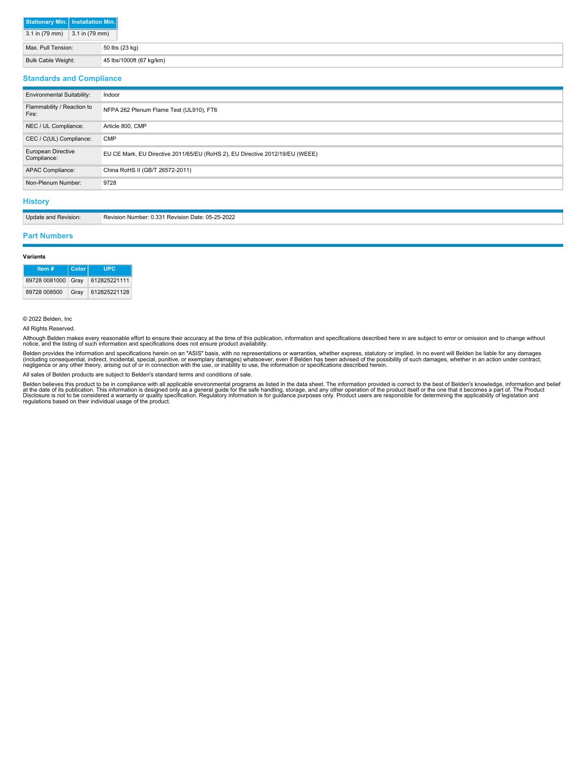| Stationary Min. | Installation Min. |
|---|---|
| 3.1 in (79 mm) | 3.1 in (79 mm) |

| | |
|---|---|
| Max. Pull Tension: | 50 lbs (23 kg) |
| Bulk Cable Weight: | 45 lbs/1000ft (67 kg/km) |

## Standards and Compliance

| | |
|---|---|
| Environmental Suitability: | Indoor |
| Flammability / Reaction to Fire: | NFPA 262 Plenum Flame Test (UL910), FT6 |
| NEC / UL Compliance: | Article 800, CMP |
| CEC / C(UL) Compliance: | CMP |
| European Directive Compliance: | EU CE Mark, EU Directive 2011/65/EU (RoHS 2), EU Directive 2012/19/EU (WEEE) |
| APAC Compliance: | China RoHS II (GB/T 26572-2011) |
| Non-Plenum Number: | 9728 |

## History

| | |
|---|---|
| Update and Revision: | Revision Number: 0.331 Revision Date: 05-25-2022 |

## Part Numbers

**Variants**

| Item # | Color | UPC |
|---|---|---|
| 89728 0081000 | Gray | 612825221111 |
| 89728 008500 | Gray | 612825221128 |

© 2022 Belden, Inc

All Rights Reserved.

Although Belden makes every reasonable effort to ensure their accuracy at the time of this publication, information and specifications described here in are subject to error or omission and to change without notice, and the listing of such information and specifications does not ensure product availability.

Belden provides the information and specifications herein on an "ASIS" basis, with no representations or warranties, whether express, statutory or implied. In no event will Belden be liable for any damages (including consequential, indirect, incidental, special, punitive, or exemplary damages) whatsoever, even if Belden has been advised of the possibility of such damages, whether in an action under contract, negligence or any other theory, arising out of or in connection with the use, or inability to use, the information or specifications described herein.

All sales of Belden products are subject to Belden's standard terms and conditions of sale.

Belden believes this product to be in compliance with all applicable environmental programs as listed in the data sheet. The information provided is correct to the best of Belden's knowledge, information and belief at the date of its publication. This information is designed only as a general guide for the safe handling, storage, and any other operation of the product itself or the one that it becomes a part of. The Product Disclosure is not to be considered a warranty or quality specification. Regulatory information is for guidance purposes only. Product users are responsible for determining the applicability of legislation and regulations based on their individual usage of the product.